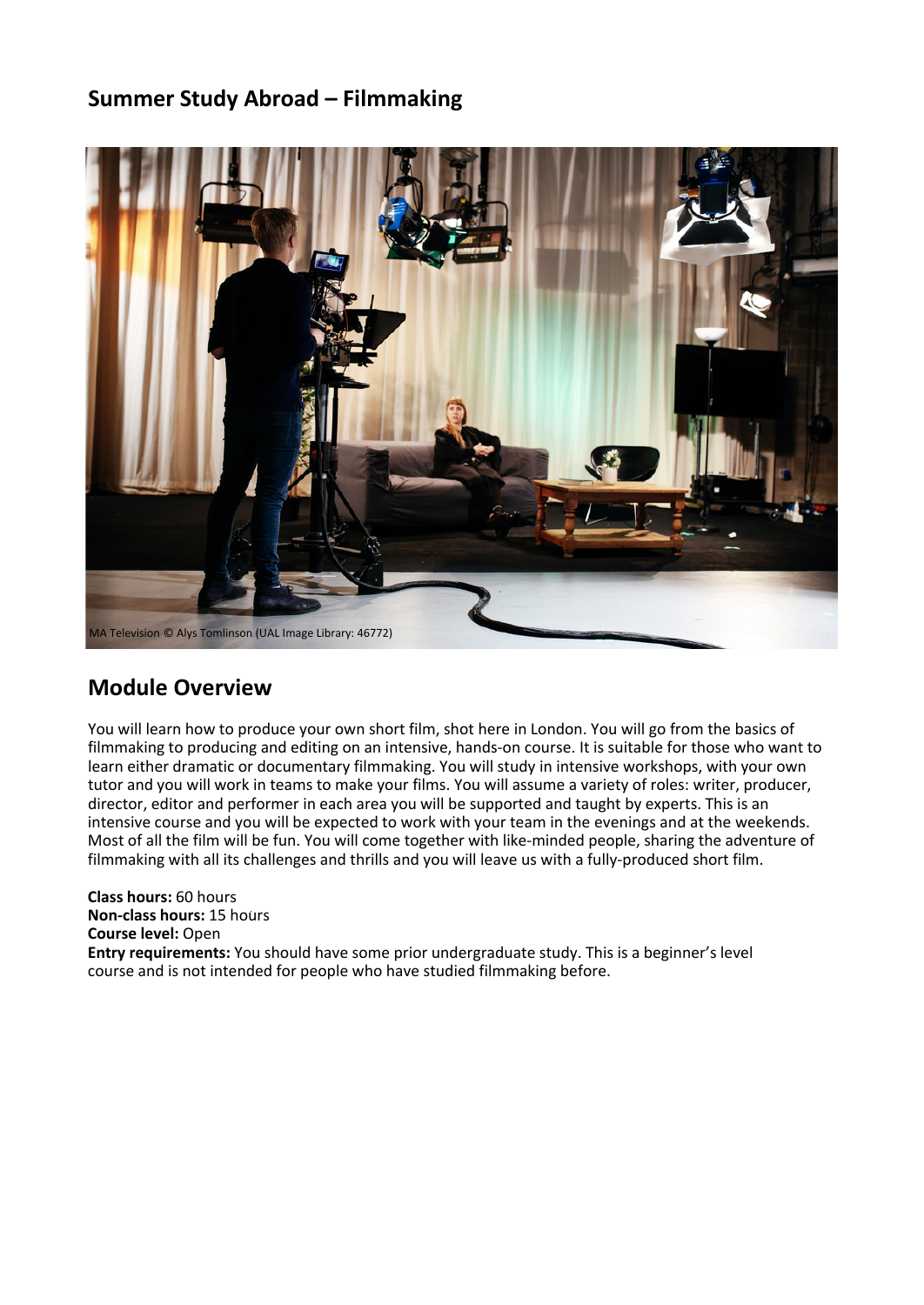## Summer Study Abroad – Filmmaking

MA Television © Alys Tomlinson (UAL Image Library: 46772)

## Module Overview

You will learn how to produce your own short film, shot here in London. You will go from the basics of filmmaking to producing and editing on an intensive, hands-on course. It is suitable for those who want to learn either dramatic or documentary filmmaking. You will study in intensive workshops, with your own tutor and you will work in teams to make your films. You will assume a variety of roles: writer, producer, director, editor and performer in each area you will be supported and taught by experts. This is an intensive course and you will be expected to work with your team in the evenings and at the weekends. Most of all the film will be fun. You will come together with like-minded people, sharing the adventure of filmmaking with all its challenges and thrills and you will leave us with a fully-produced short film.

**Class hours:** 60 hours
**Non-class hours:** 15 hours
**Course level:** Open
**Entry requirements:** You should have some prior undergraduate study. This is a beginner's level course and is not intended for people who have studied filmmaking before.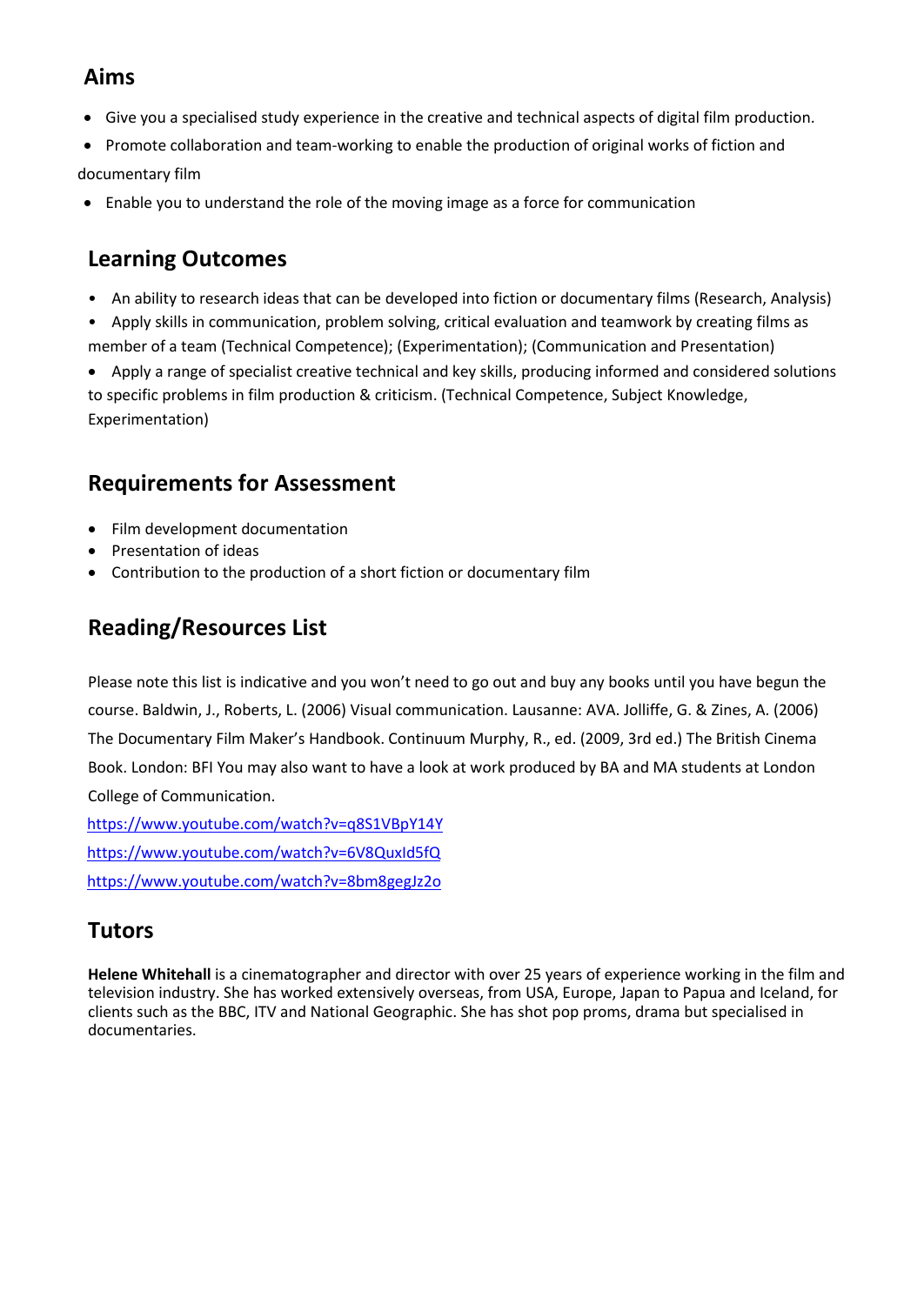## Aims

- Give you a specialised study experience in the creative and technical aspects of digital film production.
- Promote collaboration and team-working to enable the production of original works of fiction and documentary film
- Enable you to understand the role of the moving image as a force for communication

## Learning Outcomes

- An ability to research ideas that can be developed into fiction or documentary films (Research, Analysis)
- Apply skills in communication, problem solving, critical evaluation and teamwork by creating films as member of a team (Technical Competence); (Experimentation); (Communication and Presentation)
- Apply a range of specialist creative technical and key skills, producing informed and considered solutions to specific problems in film production & criticism. (Technical Competence, Subject Knowledge, Experimentation)

## Requirements for Assessment

- Film development documentation
- Presentation of ideas
- Contribution to the production of a short fiction or documentary film

## Reading/Resources List

Please note this list is indicative and you won't need to go out and buy any books until you have begun the course. Baldwin, J., Roberts, L. (2006) Visual communication. Lausanne: AVA. Jolliffe, G. & Zines, A. (2006) The Documentary Film Maker's Handbook. Continuum Murphy, R., ed. (2009, 3rd ed.) The British Cinema Book. London: BFI You may also want to have a look at work produced by BA and MA students at London College of Communication.

https://www.youtube.com/watch?v=q8S1VBpY14Y
https://www.youtube.com/watch?v=6V8QuxId5fQ
https://www.youtube.com/watch?v=8bm8gegJz2o

## Tutors

**Helene Whitehall** is a cinematographer and director with over 25 years of experience working in the film and television industry. She has worked extensively overseas, from USA, Europe, Japan to Papua and Iceland, for clients such as the BBC, ITV and National Geographic. She has shot pop proms, drama but specialised in documentaries.